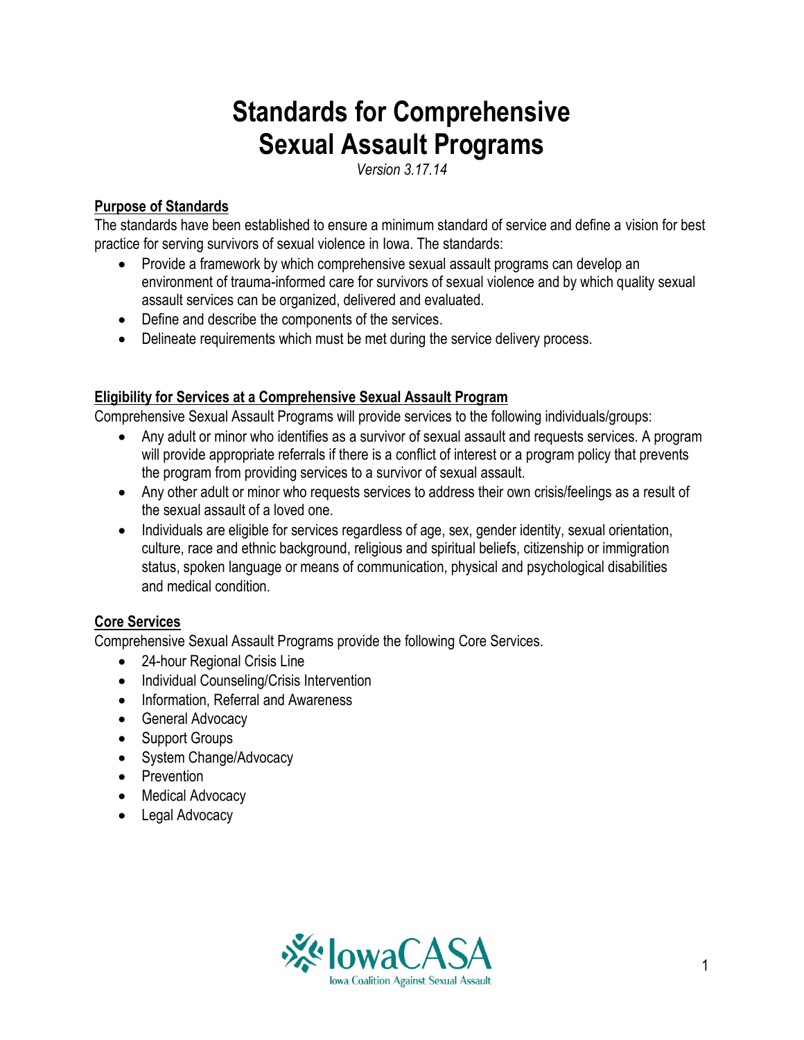# Standards for Comprehensive Sexual Assault Programs

*Version 3.17.14*

**Purpose of Standards**

The standards have been established to ensure a minimum standard of service and define a vision for best practice for serving survivors of sexual violence in Iowa. The standards:

- Provide a framework by which comprehensive sexual assault programs can develop an environment of trauma-informed care for survivors of sexual violence and by which quality sexual assault services can be organized, delivered and evaluated.
- Define and describe the components of the services.
- Delineate requirements which must be met during the service delivery process.

**Eligibility for Services at a Comprehensive Sexual Assault Program**

Comprehensive Sexual Assault Programs will provide services to the following individuals/groups:

- Any adult or minor who identifies as a survivor of sexual assault and requests services. A program will provide appropriate referrals if there is a conflict of interest or a program policy that prevents the program from providing services to a survivor of sexual assault.
- Any other adult or minor who requests services to address their own crisis/feelings as a result of the sexual assault of a loved one.
- Individuals are eligible for services regardless of age, sex, gender identity, sexual orientation, culture, race and ethnic background, religious and spiritual beliefs, citizenship or immigration status, spoken language or means of communication, physical and psychological disabilities and medical condition.

**Core Services**

Comprehensive Sexual Assault Programs provide the following Core Services.

- 24-hour Regional Crisis Line
- Individual Counseling/Crisis Intervention
- Information, Referral and Awareness
- General Advocacy
- Support Groups
- System Change/Advocacy
- Prevention
- Medical Advocacy
- Legal Advocacy

IowaCASA
Iowa Coalition Against Sexual Assault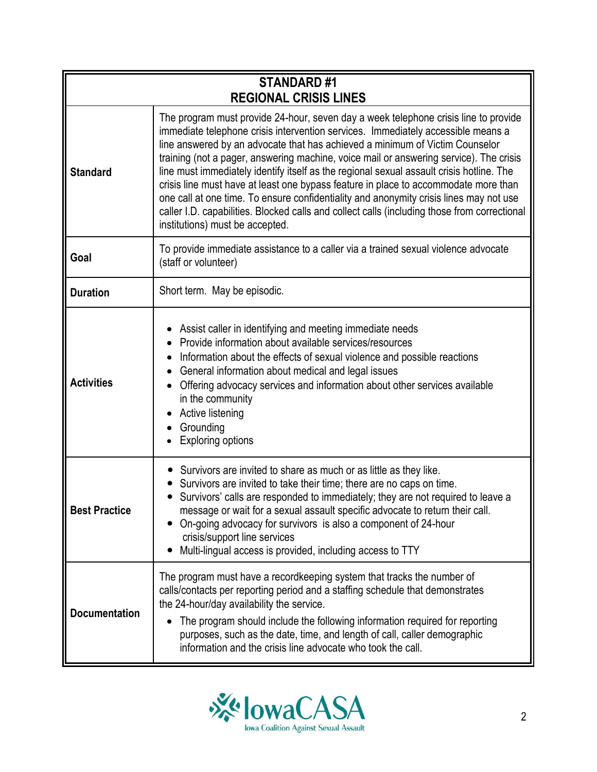| STANDARD #1<br>REGIONAL CRISIS LINES | |
|---|---|
| **Standard** | The program must provide 24-hour, seven day a week telephone crisis line to provide immediate telephone crisis intervention services. Immediately accessible means a line answered by an advocate that has achieved a minimum of Victim Counselor training (not a pager, answering machine, voice mail or answering service). The crisis line must immediately identify itself as the regional sexual assault crisis hotline. The crisis line must have at least one bypass feature in place to accommodate more than one call at one time. To ensure confidentiality and anonymity crisis lines may not use caller I.D. capabilities. Blocked calls and collect calls (including those from correctional institutions) must be accepted. |
| **Goal** | To provide immediate assistance to a caller via a trained sexual violence advocate (staff or volunteer) |
| **Duration** | Short term. May be episodic. |
| **Activities** | • Assist caller in identifying and meeting immediate needs<br>• Provide information about available services/resources<br>• Information about the effects of sexual violence and possible reactions<br>• General information about medical and legal issues<br>• Offering advocacy services and information about other services available in the community<br>• Active listening<br>• Grounding<br>• Exploring options |
| **Best Practice** | • Survivors are invited to share as much or as little as they like.<br>• Survivors are invited to take their time; there are no caps on time.<br>• Survivors' calls are responded to immediately; they are not required to leave a message or wait for a sexual assault specific advocate to return their call.<br>• On-going advocacy for survivors is also a component of 24-hour crisis/support line services<br>• Multi-lingual access is provided, including access to TTY |
| **Documentation** | The program must have a recordkeeping system that tracks the number of calls/contacts per reporting period and a staffing schedule that demonstrates the 24-hour/day availability the service.<br>• The program should include the following information required for reporting purposes, such as the date, time, and length of call, caller demographic information and the crisis line advocate who took the call. |

IowaCASA
Iowa Coalition Against Sexual Assault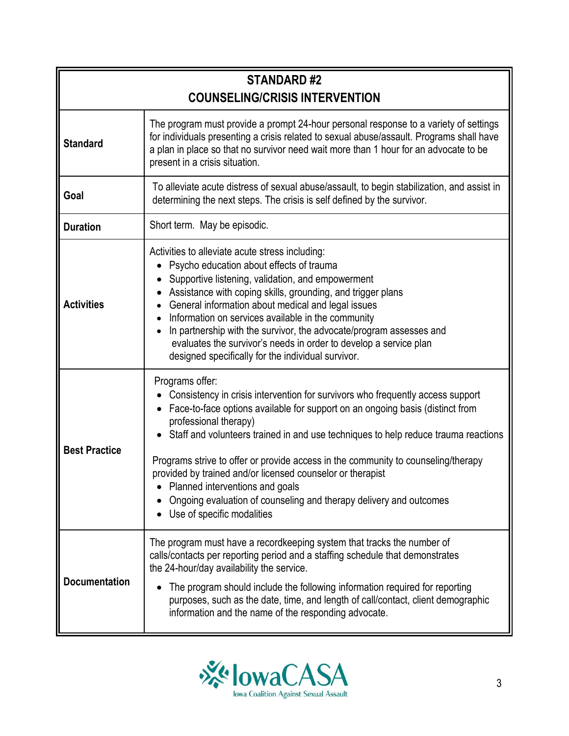| STANDARD #2<br>COUNSELING/CRISIS INTERVENTION | |
|---|---|
| **Standard** | The program must provide a prompt 24-hour personal response to a variety of settings for individuals presenting a crisis related to sexual abuse/assault. Programs shall have a plan in place so that no survivor need wait more than 1 hour for an advocate to be present in a crisis situation. |
| **Goal** | To alleviate acute distress of sexual abuse/assault, to begin stabilization, and assist in determining the next steps. The crisis is self defined by the survivor. |
| **Duration** | Short term. May be episodic. |
| **Activities** | Activities to alleviate acute stress including:<br>• Psycho education about effects of trauma<br>• Supportive listening, validation, and empowerment<br>• Assistance with coping skills, grounding, and trigger plans<br>• General information about medical and legal issues<br>• Information on services available in the community<br>• In partnership with the survivor, the advocate/program assesses and evaluates the survivor's needs in order to develop a service plan designed specifically for the individual survivor. |
| **Best Practice** | Programs offer:<br>• Consistency in crisis intervention for survivors who frequently access support<br>• Face-to-face options available for support on an ongoing basis (distinct from professional therapy)<br>• Staff and volunteers trained in and use techniques to help reduce trauma reactions<br><br>Programs strive to offer or provide access in the community to counseling/therapy provided by trained and/or licensed counselor or therapist<br>• Planned interventions and goals<br>• Ongoing evaluation of counseling and therapy delivery and outcomes<br>• Use of specific modalities |
| **Documentation** | The program must have a recordkeeping system that tracks the number of calls/contacts per reporting period and a staffing schedule that demonstrates the 24-hour/day availability the service.<br>• The program should include the following information required for reporting purposes, such as the date, time, and length of call/contact, client demographic information and the name of the responding advocate. |

IowaCASA
Iowa Coalition Against Sexual Assault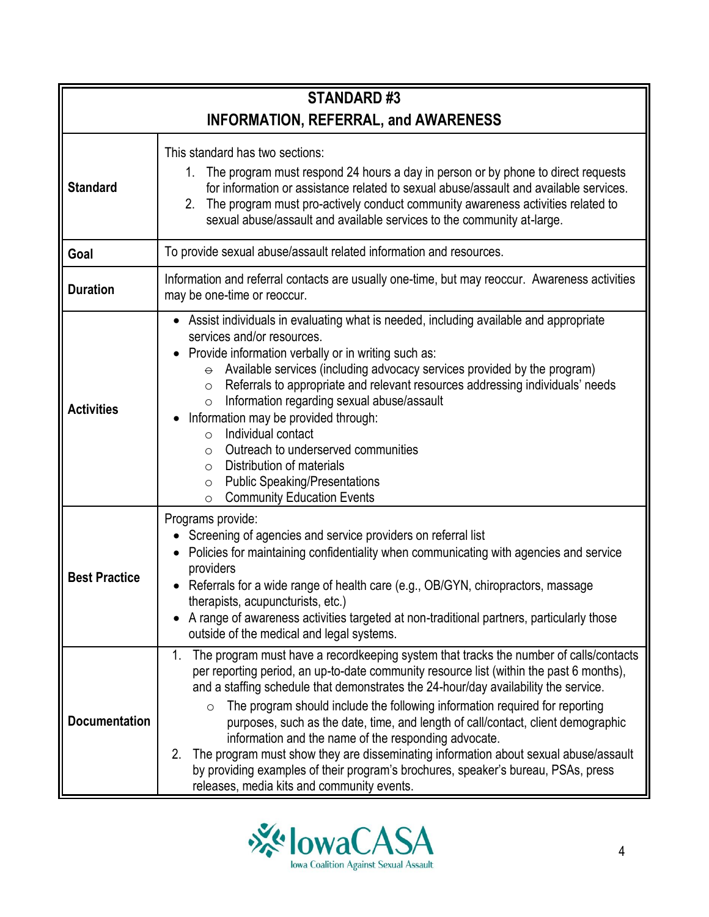| STANDARD #3<br>INFORMATION, REFERRAL, and AWARENESS | |
|---|---|
| **Standard** | This standard has two sections:<br>1. The program must respond 24 hours a day in person or by phone to direct requests for information or assistance related to sexual abuse/assault and available services.<br>2. The program must pro-actively conduct community awareness activities related to sexual abuse/assault and available services to the community at-large. |
| **Goal** | To provide sexual abuse/assault related information and resources. |
| **Duration** | Information and referral contacts are usually one-time, but may reoccur. Awareness activities may be one-time or reoccur. |
| **Activities** | • Assist individuals in evaluating what is needed, including available and appropriate services and/or resources.<br>• Provide information verbally or in writing such as:<br>  ○ Available services (including advocacy services provided by the program)<br>  ○ Referrals to appropriate and relevant resources addressing individuals' needs<br>  ○ Information regarding sexual abuse/assault<br>• Information may be provided through:<br>  ○ Individual contact<br>  ○ Outreach to underserved communities<br>  ○ Distribution of materials<br>  ○ Public Speaking/Presentations<br>  ○ Community Education Events |
| **Best Practice** | Programs provide:<br>• Screening of agencies and service providers on referral list<br>• Policies for maintaining confidentiality when communicating with agencies and service providers<br>• Referrals for a wide range of health care (e.g., OB/GYN, chiropractors, massage therapists, acupuncturists, etc.)<br>• A range of awareness activities targeted at non-traditional partners, particularly those outside of the medical and legal systems. |
| **Documentation** | 1. The program must have a recordkeeping system that tracks the number of calls/contacts per reporting period, an up-to-date community resource list (within the past 6 months), and a staffing schedule that demonstrates the 24-hour/day availability the service.<br>  ○ The program should include the following information required for reporting purposes, such as the date, time, and length of call/contact, client demographic information and the name of the responding advocate.<br>2. The program must show they are disseminating information about sexual abuse/assault by providing examples of their program's brochures, speaker's bureau, PSAs, press releases, media kits and community events. |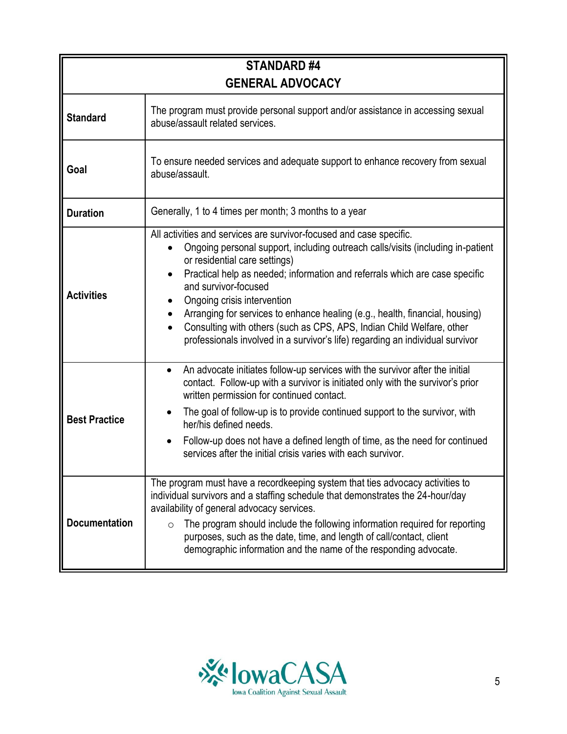| STANDARD #4<br>GENERAL ADVOCACY | |
|---|---|
| **Standard** | The program must provide personal support and/or assistance in accessing sexual abuse/assault related services. |
| **Goal** | To ensure needed services and adequate support to enhance recovery from sexual abuse/assault. |
| **Duration** | Generally, 1 to 4 times per month; 3 months to a year |
| **Activities** | All activities and services are survivor-focused and case specific.<br>• Ongoing personal support, including outreach calls/visits (including in-patient or residential care settings)<br>• Practical help as needed; information and referrals which are case specific and survivor-focused<br>• Ongoing crisis intervention<br>• Arranging for services to enhance healing (e.g., health, financial, housing)<br>• Consulting with others (such as CPS, APS, Indian Child Welfare, other professionals involved in a survivor's life) regarding an individual survivor |
| **Best Practice** | • An advocate initiates follow-up services with the survivor after the initial contact. Follow-up with a survivor is initiated only with the survivor's prior written permission for continued contact.<br>• The goal of follow-up is to provide continued support to the survivor, with her/his defined needs.<br>• Follow-up does not have a defined length of time, as the need for continued services after the initial crisis varies with each survivor. |
| **Documentation** | The program must have a recordkeeping system that ties advocacy activities to individual survivors and a staffing schedule that demonstrates the 24-hour/day availability of general advocacy services.<br>○ The program should include the following information required for reporting purposes, such as the date, time, and length of call/contact, client demographic information and the name of the responding advocate. |

IowaCASA
Iowa Coalition Against Sexual Assault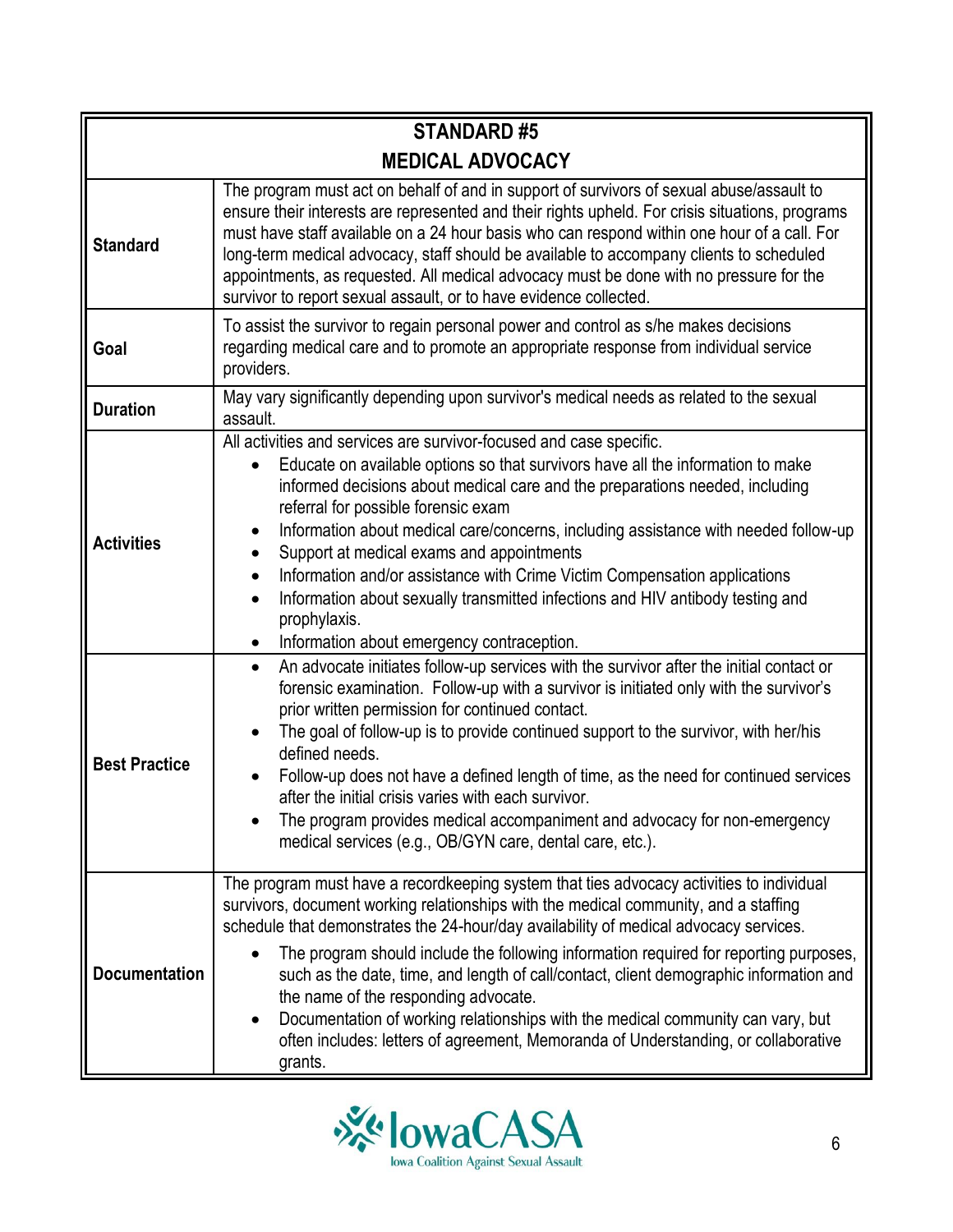| STANDARD #5<br>MEDICAL ADVOCACY | |
|---|---|
| **Standard** | The program must act on behalf of and in support of survivors of sexual abuse/assault to ensure their interests are represented and their rights upheld. For crisis situations, programs must have staff available on a 24 hour basis who can respond within one hour of a call. For long-term medical advocacy, staff should be available to accompany clients to scheduled appointments, as requested. All medical advocacy must be done with no pressure for the survivor to report sexual assault, or to have evidence collected. |
| **Goal** | To assist the survivor to regain personal power and control as s/he makes decisions regarding medical care and to promote an appropriate response from individual service providers. |
| **Duration** | May vary significantly depending upon survivor's medical needs as related to the sexual assault. |
| **Activities** | All activities and services are survivor-focused and case specific.<br>• Educate on available options so that survivors have all the information to make informed decisions about medical care and the preparations needed, including referral for possible forensic exam<br>• Information about medical care/concerns, including assistance with needed follow-up<br>• Support at medical exams and appointments<br>• Information and/or assistance with Crime Victim Compensation applications<br>• Information about sexually transmitted infections and HIV antibody testing and prophylaxis.<br>• Information about emergency contraception. |
| **Best Practice** | • An advocate initiates follow-up services with the survivor after the initial contact or forensic examination. Follow-up with a survivor is initiated only with the survivor's prior written permission for continued contact.<br>• The goal of follow-up is to provide continued support to the survivor, with her/his defined needs.<br>• Follow-up does not have a defined length of time, as the need for continued services after the initial crisis varies with each survivor.<br>• The program provides medical accompaniment and advocacy for non-emergency medical services (e.g., OB/GYN care, dental care, etc.). |
| **Documentation** | The program must have a recordkeeping system that ties advocacy activities to individual survivors, document working relationships with the medical community, and a staffing schedule that demonstrates the 24-hour/day availability of medical advocacy services.<br>• The program should include the following information required for reporting purposes, such as the date, time, and length of call/contact, client demographic information and the name of the responding advocate.<br>• Documentation of working relationships with the medical community can vary, but often includes: letters of agreement, Memoranda of Understanding, or collaborative grants. |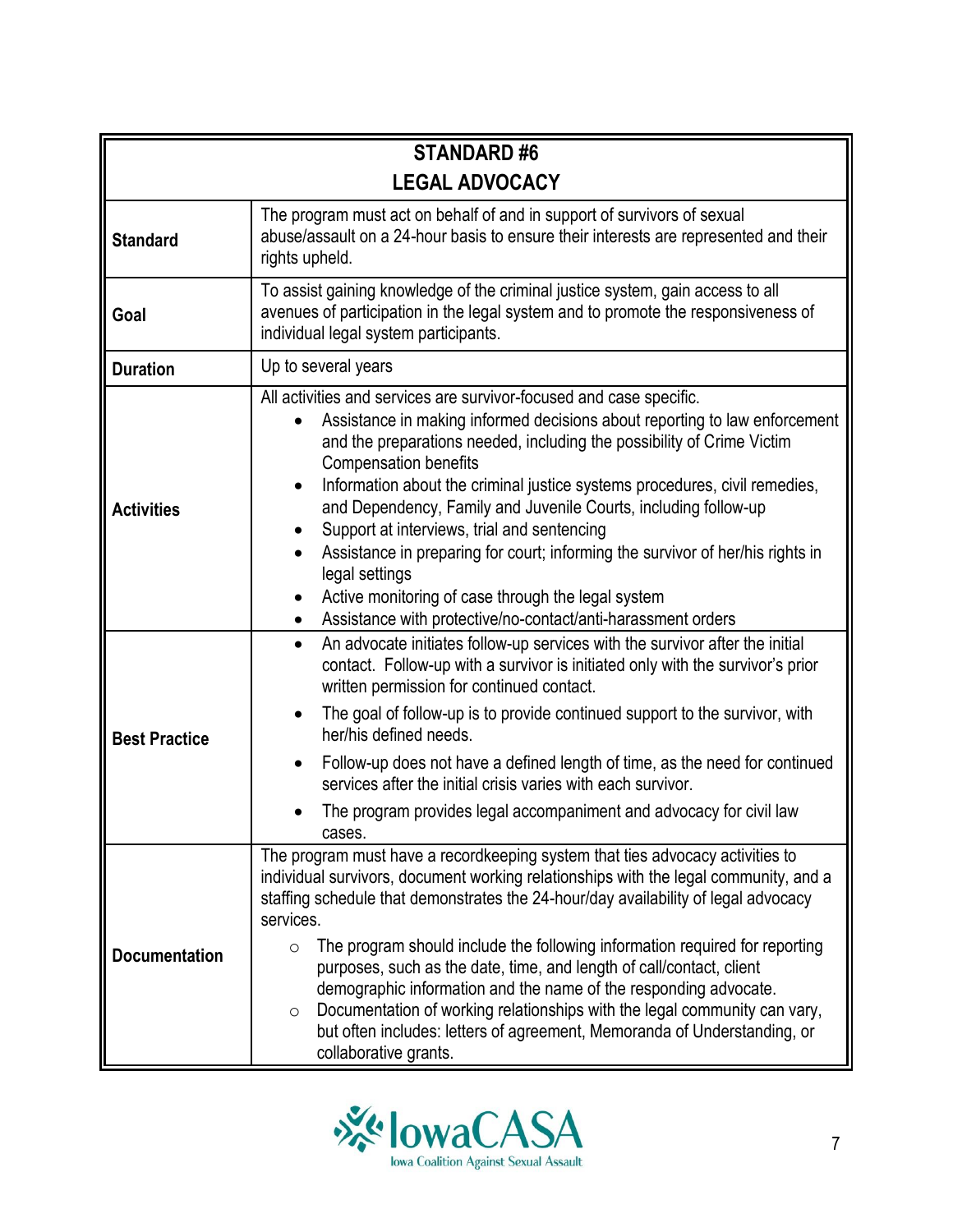| **STANDARD #6**<br>**LEGAL ADVOCACY** | |
|---|---|
| **Standard** | The program must act on behalf of and in support of survivors of sexual abuse/assault on a 24-hour basis to ensure their interests are represented and their rights upheld. |
| **Goal** | To assist gaining knowledge of the criminal justice system, gain access to all avenues of participation in the legal system and to promote the responsiveness of individual legal system participants. |
| **Duration** | Up to several years |
| **Activities** | All activities and services are survivor-focused and case specific.<br>• Assistance in making informed decisions about reporting to law enforcement and the preparations needed, including the possibility of Crime Victim Compensation benefits<br>• Information about the criminal justice systems procedures, civil remedies, and Dependency, Family and Juvenile Courts, including follow-up<br>• Support at interviews, trial and sentencing<br>• Assistance in preparing for court; informing the survivor of her/his rights in legal settings<br>• Active monitoring of case through the legal system<br>• Assistance with protective/no-contact/anti-harassment orders |
| **Best Practice** | • An advocate initiates follow-up services with the survivor after the initial contact. Follow-up with a survivor is initiated only with the survivor's prior written permission for continued contact.<br>• The goal of follow-up is to provide continued support to the survivor, with her/his defined needs.<br>• Follow-up does not have a defined length of time, as the need for continued services after the initial crisis varies with each survivor.<br>• The program provides legal accompaniment and advocacy for civil law cases. |
| **Documentation** | The program must have a recordkeeping system that ties advocacy activities to individual survivors, document working relationships with the legal community, and a staffing schedule that demonstrates the 24-hour/day availability of legal advocacy services.<br>○ The program should include the following information required for reporting purposes, such as the date, time, and length of call/contact, client demographic information and the name of the responding advocate.<br>○ Documentation of working relationships with the legal community can vary, but often includes: letters of agreement, Memoranda of Understanding, or collaborative grants. |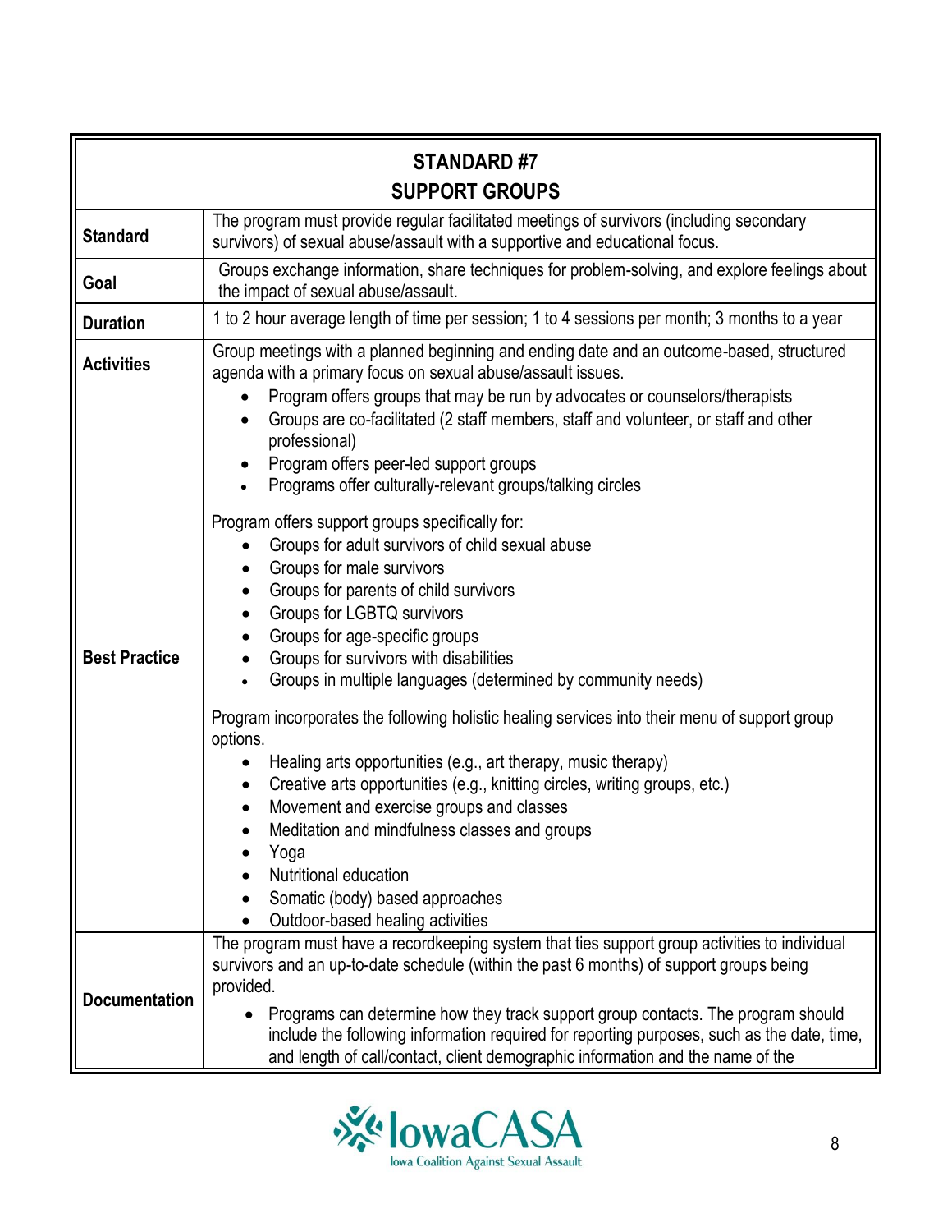| STANDARD #7<br>SUPPORT GROUPS | |
|---|---|
| **Standard** | The program must provide regular facilitated meetings of survivors (including secondary survivors) of sexual abuse/assault with a supportive and educational focus. |
| **Goal** | Groups exchange information, share techniques for problem-solving, and explore feelings about the impact of sexual abuse/assault. |
| **Duration** | 1 to 2 hour average length of time per session; 1 to 4 sessions per month; 3 months to a year |
| **Activities** | Group meetings with a planned beginning and ending date and an outcome-based, structured agenda with a primary focus on sexual abuse/assault issues. |
| **Best Practice** | • Program offers groups that may be run by advocates or counselors/therapists<br>• Groups are co-facilitated (2 staff members, staff and volunteer, or staff and other professional)<br>• Program offers peer-led support groups<br>• Programs offer culturally-relevant groups/talking circles<br><br>Program offers support groups specifically for:<br>• Groups for adult survivors of child sexual abuse<br>• Groups for male survivors<br>• Groups for parents of child survivors<br>• Groups for LGBTQ survivors<br>• Groups for age-specific groups<br>• Groups for survivors with disabilities<br>• Groups in multiple languages (determined by community needs)<br><br>Program incorporates the following holistic healing services into their menu of support group options.<br>• Healing arts opportunities (e.g., art therapy, music therapy)<br>• Creative arts opportunities (e.g., knitting circles, writing groups, etc.)<br>• Movement and exercise groups and classes<br>• Meditation and mindfulness classes and groups<br>• Yoga<br>• Nutritional education<br>• Somatic (body) based approaches<br>• Outdoor-based healing activities |
| **Documentation** | The program must have a recordkeeping system that ties support group activities to individual survivors and an up-to-date schedule (within the past 6 months) of support groups being provided.<br>• Programs can determine how they track support group contacts. The program should include the following information required for reporting purposes, such as the date, time, and length of call/contact, client demographic information and the name of the |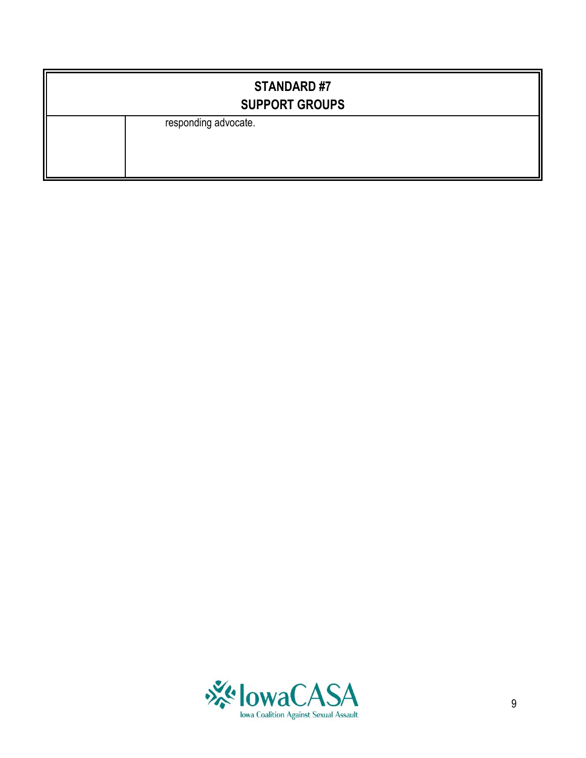| STANDARD #7<br>SUPPORT GROUPS | |
|---|---|
| | responding advocate. |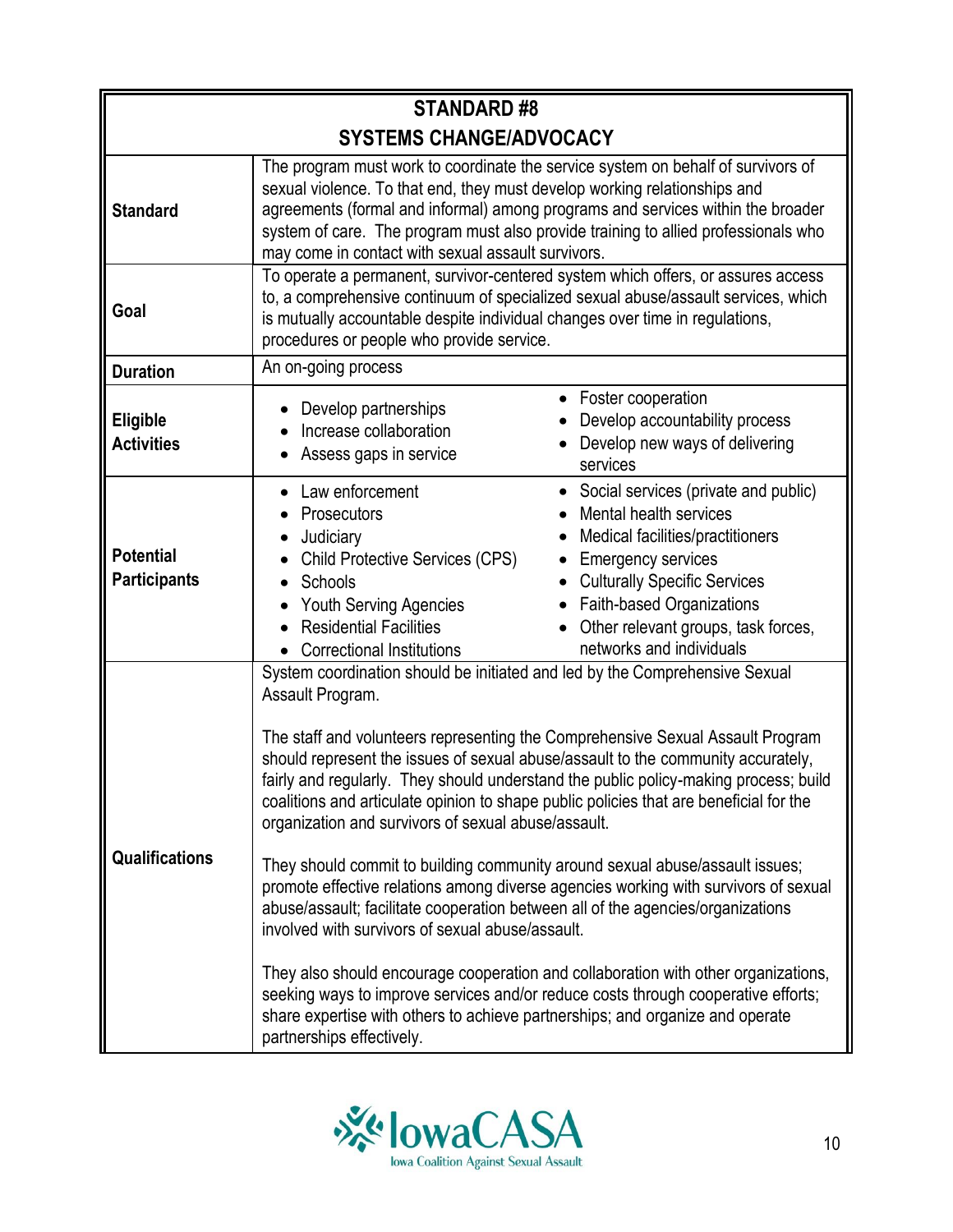| STANDARD #8<br>SYSTEMS CHANGE/ADVOCACY | |
|---|---|
| **Standard** | The program must work to coordinate the service system on behalf of survivors of sexual violence. To that end, they must develop working relationships and agreements (formal and informal) among programs and services within the broader system of care. The program must also provide training to allied professionals who may come in contact with sexual assault survivors. |
| **Goal** | To operate a permanent, survivor-centered system which offers, or assures access to, a comprehensive continuum of specialized sexual abuse/assault services, which is mutually accountable despite individual changes over time in regulations, procedures or people who provide service. |
| **Duration** | An on-going process |
| **Eligible Activities** | • Develop partnerships<br>• Increase collaboration<br>• Assess gaps in service<br>• Foster cooperation<br>• Develop accountability process<br>• Develop new ways of delivering services |
| **Potential Participants** | • Law enforcement<br>• Prosecutors<br>• Judiciary<br>• Child Protective Services (CPS)<br>• Schools<br>• Youth Serving Agencies<br>• Residential Facilities<br>• Correctional Institutions<br>• Social services (private and public)<br>• Mental health services<br>• Medical facilities/practitioners<br>• Emergency services<br>• Culturally Specific Services<br>• Faith-based Organizations<br>• Other relevant groups, task forces, networks and individuals |
| **Qualifications** | System coordination should be initiated and led by the Comprehensive Sexual Assault Program.<br><br>The staff and volunteers representing the Comprehensive Sexual Assault Program should represent the issues of sexual abuse/assault to the community accurately, fairly and regularly. They should understand the public policy-making process; build coalitions and articulate opinion to shape public policies that are beneficial for the organization and survivors of sexual abuse/assault.<br><br>They should commit to building community around sexual abuse/assault issues; promote effective relations among diverse agencies working with survivors of sexual abuse/assault; facilitate cooperation between all of the agencies/organizations involved with survivors of sexual abuse/assault.<br><br>They also should encourage cooperation and collaboration with other organizations, seeking ways to improve services and/or reduce costs through cooperative efforts; share expertise with others to achieve partnerships; and organize and operate partnerships effectively. |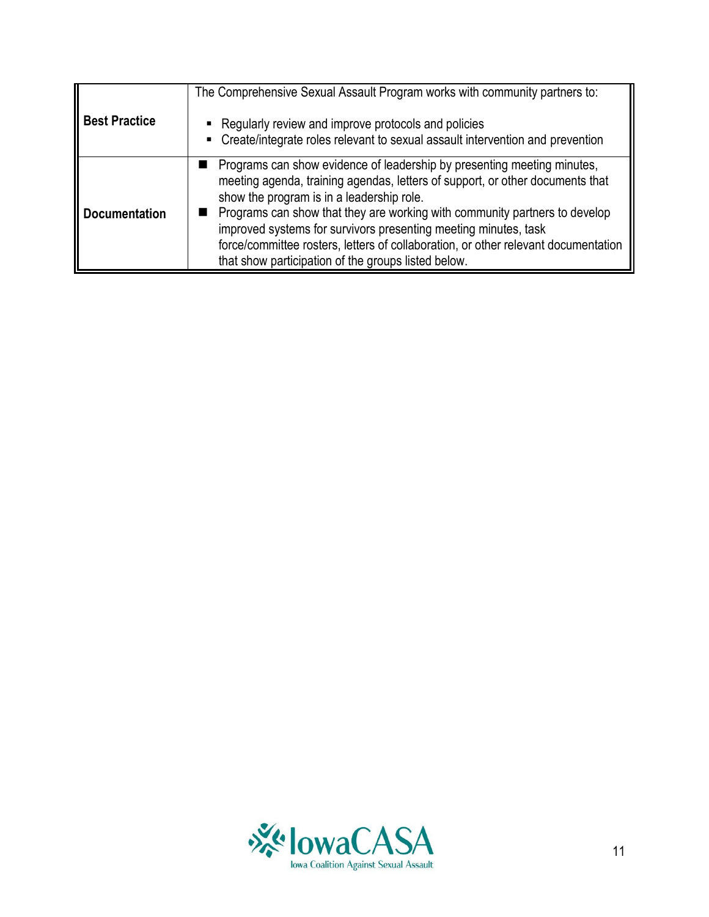| | |
|---|---|
| **Best Practice** | The Comprehensive Sexual Assault Program works with community partners to:<br><br>▪ Regularly review and improve protocols and policies<br>▪ Create/integrate roles relevant to sexual assault intervention and prevention |
| **Documentation** | ■ Programs can show evidence of leadership by presenting meeting minutes, meeting agenda, training agendas, letters of support, or other documents that show the program is in a leadership role.<br>■ Programs can show that they are working with community partners to develop improved systems for survivors presenting meeting minutes, task force/committee rosters, letters of collaboration, or other relevant documentation that show participation of the groups listed below. |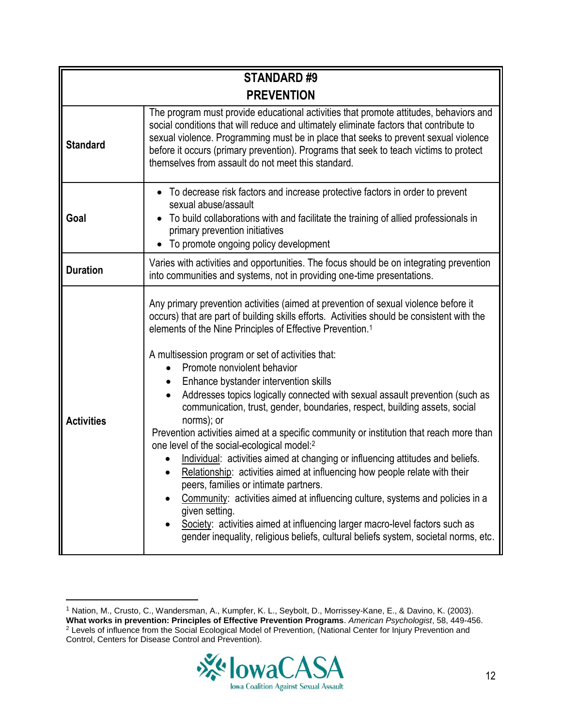| STANDARD #9 PREVENTION | |
|---|---|
| **Standard** | The program must provide educational activities that promote attitudes, behaviors and social conditions that will reduce and ultimately eliminate factors that contribute to sexual violence. Programming must be in place that seeks to prevent sexual violence before it occurs (primary prevention). Programs that seek to teach victims to protect themselves from assault do not meet this standard. |
| **Goal** | • To decrease risk factors and increase protective factors in order to prevent sexual abuse/assault<br>• To build collaborations with and facilitate the training of allied professionals in primary prevention initiatives<br>• To promote ongoing policy development |
| **Duration** | Varies with activities and opportunities. The focus should be on integrating prevention into communities and systems, not in providing one-time presentations. |
| **Activities** | Any primary prevention activities (aimed at prevention of sexual violence before it occurs) that are part of building skills efforts. Activities should be consistent with the elements of the Nine Principles of Effective Prevention.[1]<br><br>A multisession program or set of activities that:<br>• Promote nonviolent behavior<br>• Enhance bystander intervention skills<br>• Addresses topics logically connected with sexual assault prevention (such as communication, trust, gender, boundaries, respect, building assets, social norms); or<br>Prevention activities aimed at a specific community or institution that reach more than one level of the social-ecological model:[2]<br>• Individual: activities aimed at changing or influencing attitudes and beliefs.<br>• Relationship: activities aimed at influencing how people relate with their peers, families or intimate partners.<br>• Community: activities aimed at influencing culture, systems and policies in a given setting.<br>• Society: activities aimed at influencing larger macro-level factors such as gender inequality, religious beliefs, cultural beliefs system, societal norms, etc. |

[1] Nation, M., Crusto, C., Wandersman, A., Kumpfer, K. L., Seybolt, D., Morrissey-Kane, E., & Davino, K. (2003). **What works in prevention: Principles of Effective Prevention Programs**. *American Psychologist*, 58, 449-456.

[2] Levels of influence from the Social Ecological Model of Prevention, (National Center for Injury Prevention and Control, Centers for Disease Control and Prevention).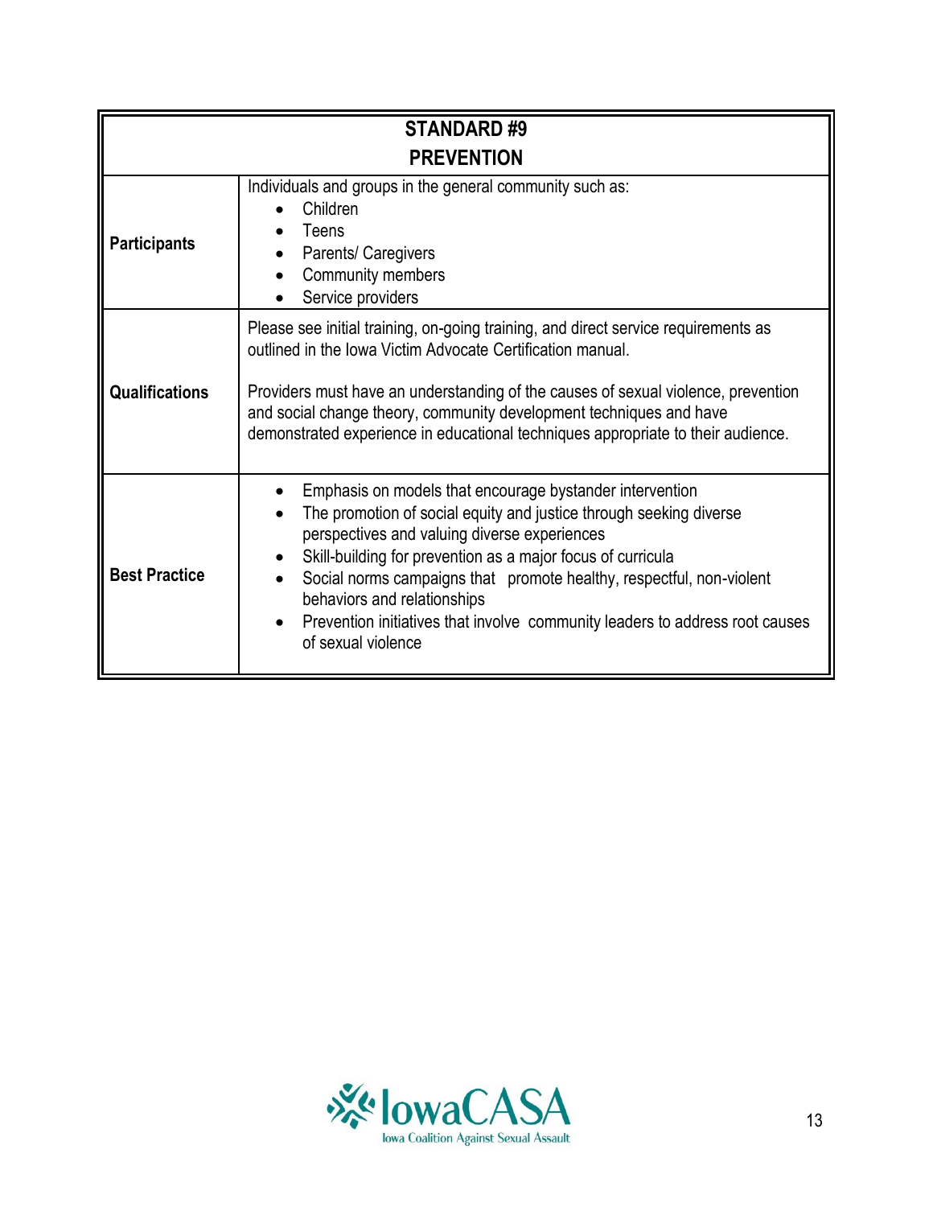| STANDARD #9<br>PREVENTION | |
|---|---|
| **Participants** | Individuals and groups in the general community such as:<br>• Children<br>• Teens<br>• Parents/ Caregivers<br>• Community members<br>• Service providers |
| **Qualifications** | Please see initial training, on-going training, and direct service requirements as outlined in the Iowa Victim Advocate Certification manual.<br><br>Providers must have an understanding of the causes of sexual violence, prevention and social change theory, community development techniques and have demonstrated experience in educational techniques appropriate to their audience. |
| **Best Practice** | • Emphasis on models that encourage bystander intervention<br>• The promotion of social equity and justice through seeking diverse perspectives and valuing diverse experiences<br>• Skill-building for prevention as a major focus of curricula<br>• Social norms campaigns that promote healthy, respectful, non-violent behaviors and relationships<br>• Prevention initiatives that involve community leaders to address root causes of sexual violence |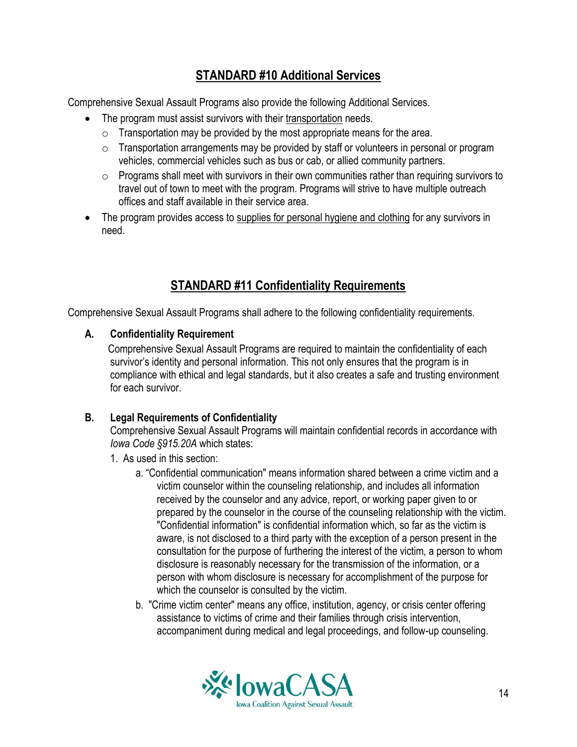## STANDARD #10 Additional Services

Comprehensive Sexual Assault Programs also provide the following Additional Services.

- The program must assist survivors with their transportation needs.
  - Transportation may be provided by the most appropriate means for the area.
  - Transportation arrangements may be provided by staff or volunteers in personal or program vehicles, commercial vehicles such as bus or cab, or allied community partners.
  - Programs shall meet with survivors in their own communities rather than requiring survivors to travel out of town to meet with the program. Programs will strive to have multiple outreach offices and staff available in their service area.
- The program provides access to supplies for personal hygiene and clothing for any survivors in need.

## STANDARD #11 Confidentiality Requirements

Comprehensive Sexual Assault Programs shall adhere to the following confidentiality requirements.

**A. Confidentiality Requirement**

Comprehensive Sexual Assault Programs are required to maintain the confidentiality of each survivor's identity and personal information. This not only ensures that the program is in compliance with ethical and legal standards, but it also creates a safe and trusting environment for each survivor.

**B. Legal Requirements of Confidentiality**

Comprehensive Sexual Assault Programs will maintain confidential records in accordance with *Iowa Code §915.20A* which states:

1. As used in this section:
   a. "Confidential communication" means information shared between a crime victim and a victim counselor within the counseling relationship, and includes all information received by the counselor and any advice, report, or working paper given to or prepared by the counselor in the course of the counseling relationship with the victim. "Confidential information" is confidential information which, so far as the victim is aware, is not disclosed to a third party with the exception of a person present in the consultation for the purpose of furthering the interest of the victim, a person to whom disclosure is reasonably necessary for the transmission of the information, or a person with whom disclosure is necessary for accomplishment of the purpose for which the counselor is consulted by the victim.
   b. "Crime victim center" means any office, institution, agency, or crisis center offering assistance to victims of crime and their families through crisis intervention, accompaniment during medical and legal proceedings, and follow-up counseling.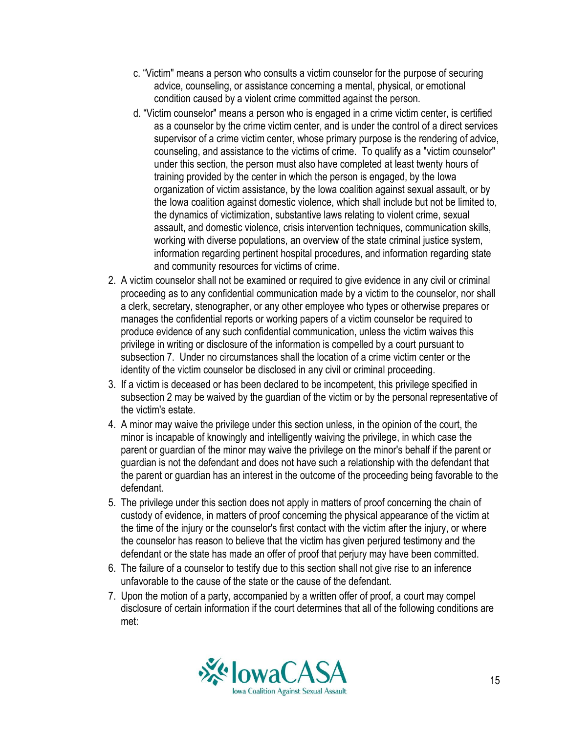c. "Victim" means a person who consults a victim counselor for the purpose of securing advice, counseling, or assistance concerning a mental, physical, or emotional condition caused by a violent crime committed against the person.

d. "Victim counselor" means a person who is engaged in a crime victim center, is certified as a counselor by the crime victim center, and is under the control of a direct services supervisor of a crime victim center, whose primary purpose is the rendering of advice, counseling, and assistance to the victims of crime. To qualify as a "victim counselor" under this section, the person must also have completed at least twenty hours of training provided by the center in which the person is engaged, by the Iowa organization of victim assistance, by the Iowa coalition against sexual assault, or by the Iowa coalition against domestic violence, which shall include but not be limited to, the dynamics of victimization, substantive laws relating to violent crime, sexual assault, and domestic violence, crisis intervention techniques, communication skills, working with diverse populations, an overview of the state criminal justice system, information regarding pertinent hospital procedures, and information regarding state and community resources for victims of crime.

2. A victim counselor shall not be examined or required to give evidence in any civil or criminal proceeding as to any confidential communication made by a victim to the counselor, nor shall a clerk, secretary, stenographer, or any other employee who types or otherwise prepares or manages the confidential reports or working papers of a victim counselor be required to produce evidence of any such confidential communication, unless the victim waives this privilege in writing or disclosure of the information is compelled by a court pursuant to subsection 7. Under no circumstances shall the location of a crime victim center or the identity of the victim counselor be disclosed in any civil or criminal proceeding.
3. If a victim is deceased or has been declared to be incompetent, this privilege specified in subsection 2 may be waived by the guardian of the victim or by the personal representative of the victim's estate.
4. A minor may waive the privilege under this section unless, in the opinion of the court, the minor is incapable of knowingly and intelligently waiving the privilege, in which case the parent or guardian of the minor may waive the privilege on the minor's behalf if the parent or guardian is not the defendant and does not have such a relationship with the defendant that the parent or guardian has an interest in the outcome of the proceeding being favorable to the defendant.
5. The privilege under this section does not apply in matters of proof concerning the chain of custody of evidence, in matters of proof concerning the physical appearance of the victim at the time of the injury or the counselor's first contact with the victim after the injury, or where the counselor has reason to believe that the victim has given perjured testimony and the defendant or the state has made an offer of proof that perjury may have been committed.
6. The failure of a counselor to testify due to this section shall not give rise to an inference unfavorable to the cause of the state or the cause of the defendant.
7. Upon the motion of a party, accompanied by a written offer of proof, a court may compel disclosure of certain information if the court determines that all of the following conditions are met: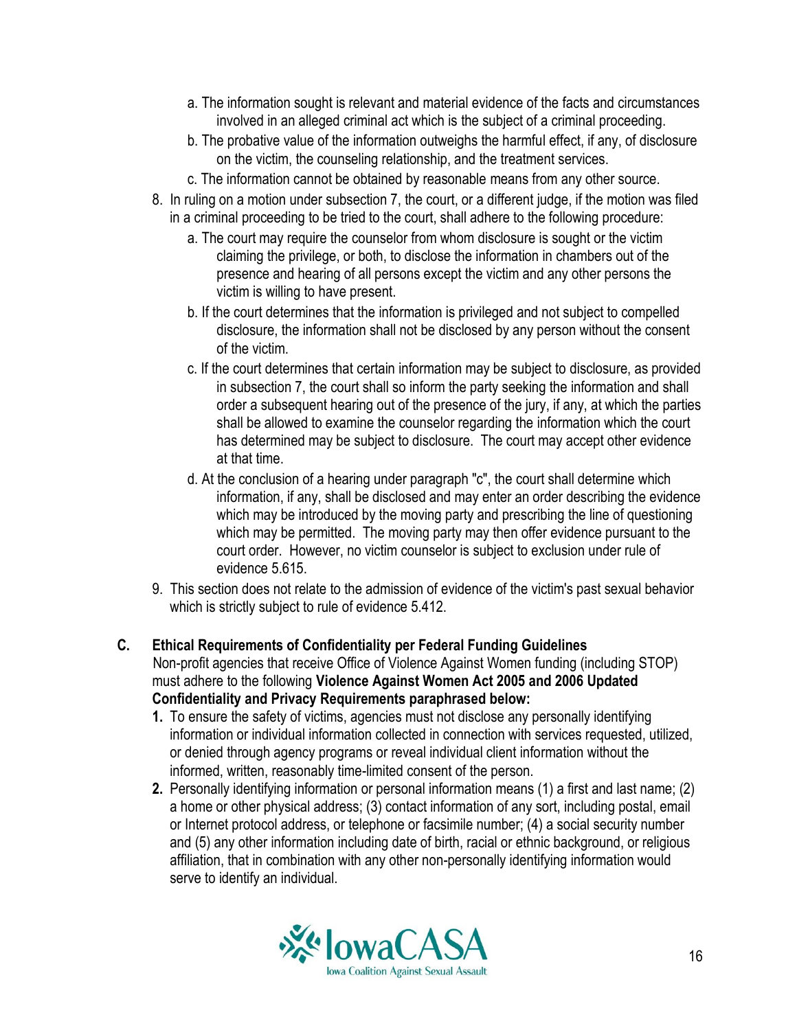a. The information sought is relevant and material evidence of the facts and circumstances involved in an alleged criminal act which is the subject of a criminal proceeding.
b. The probative value of the information outweighs the harmful effect, if any, of disclosure on the victim, the counseling relationship, and the treatment services.
c. The information cannot be obtained by reasonable means from any other source.

8. In ruling on a motion under subsection 7, the court, or a different judge, if the motion was filed in a criminal proceeding to be tried to the court, shall adhere to the following procedure:
   a. The court may require the counselor from whom disclosure is sought or the victim claiming the privilege, or both, to disclose the information in chambers out of the presence and hearing of all persons except the victim and any other persons the victim is willing to have present.
   b. If the court determines that the information is privileged and not subject to compelled disclosure, the information shall not be disclosed by any person without the consent of the victim.
   c. If the court determines that certain information may be subject to disclosure, as provided in subsection 7, the court shall so inform the party seeking the information and shall order a subsequent hearing out of the presence of the jury, if any, at which the parties shall be allowed to examine the counselor regarding the information which the court has determined may be subject to disclosure. The court may accept other evidence at that time.
   d. At the conclusion of a hearing under paragraph "c", the court shall determine which information, if any, shall be disclosed and may enter an order describing the evidence which may be introduced by the moving party and prescribing the line of questioning which may be permitted. The moving party may then offer evidence pursuant to the court order. However, no victim counselor is subject to exclusion under rule of evidence 5.615.
9. This section does not relate to the admission of evidence of the victim's past sexual behavior which is strictly subject to rule of evidence 5.412.

### C. Ethical Requirements of Confidentiality per Federal Funding Guidelines

Non-profit agencies that receive Office of Violence Against Women funding (including STOP) must adhere to the following **Violence Against Women Act 2005 and 2006 Updated Confidentiality and Privacy Requirements paraphrased below:**

1. To ensure the safety of victims, agencies must not disclose any personally identifying information or individual information collected in connection with services requested, utilized, or denied through agency programs or reveal individual client information without the informed, written, reasonably time-limited consent of the person.
2. Personally identifying information or personal information means (1) a first and last name; (2) a home or other physical address; (3) contact information of any sort, including postal, email or Internet protocol address, or telephone or facsimile number; (4) a social security number and (5) any other information including date of birth, racial or ethnic background, or religious affiliation, that in combination with any other non-personally identifying information would serve to identify an individual.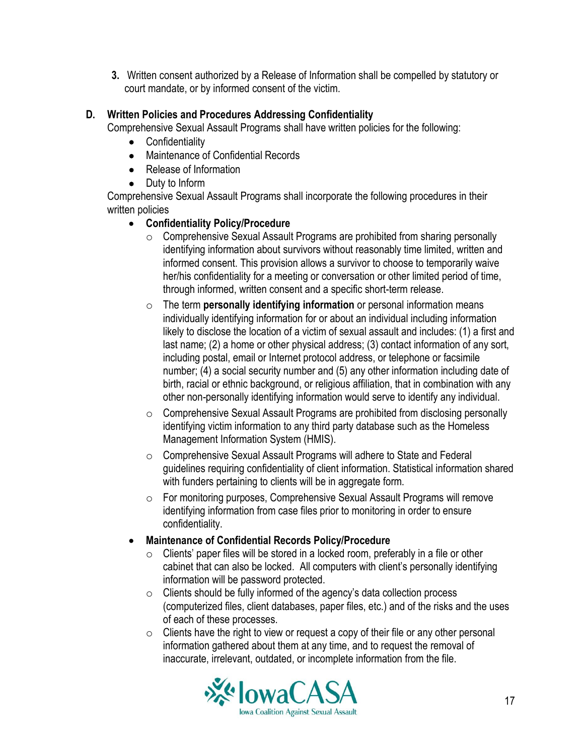**3.** Written consent authorized by a Release of Information shall be compelled by statutory or court mandate, or by informed consent of the victim.

## D. Written Policies and Procedures Addressing Confidentiality

Comprehensive Sexual Assault Programs shall have written policies for the following:

- Confidentiality
- Maintenance of Confidential Records
- Release of Information
- Duty to Inform

Comprehensive Sexual Assault Programs shall incorporate the following procedures in their written policies

- **Confidentiality Policy/Procedure**
  - Comprehensive Sexual Assault Programs are prohibited from sharing personally identifying information about survivors without reasonably time limited, written and informed consent. This provision allows a survivor to choose to temporarily waive her/his confidentiality for a meeting or conversation or other limited period of time, through informed, written consent and a specific short-term release.
  - The term **personally identifying information** or personal information means individually identifying information for or about an individual including information likely to disclose the location of a victim of sexual assault and includes: (1) a first and last name; (2) a home or other physical address; (3) contact information of any sort, including postal, email or Internet protocol address, or telephone or facsimile number; (4) a social security number and (5) any other information including date of birth, racial or ethnic background, or religious affiliation, that in combination with any other non-personally identifying information would serve to identify any individual.
  - Comprehensive Sexual Assault Programs are prohibited from disclosing personally identifying victim information to any third party database such as the Homeless Management Information System (HMIS).
  - Comprehensive Sexual Assault Programs will adhere to State and Federal guidelines requiring confidentiality of client information. Statistical information shared with funders pertaining to clients will be in aggregate form.
  - For monitoring purposes, Comprehensive Sexual Assault Programs will remove identifying information from case files prior to monitoring in order to ensure confidentiality.
- **Maintenance of Confidential Records Policy/Procedure**
  - Clients' paper files will be stored in a locked room, preferably in a file or other cabinet that can also be locked. All computers with client's personally identifying information will be password protected.
  - Clients should be fully informed of the agency's data collection process (computerized files, client databases, paper files, etc.) and of the risks and the uses of each of these processes.
  - Clients have the right to view or request a copy of their file or any other personal information gathered about them at any time, and to request the removal of inaccurate, irrelevant, outdated, or incomplete information from the file.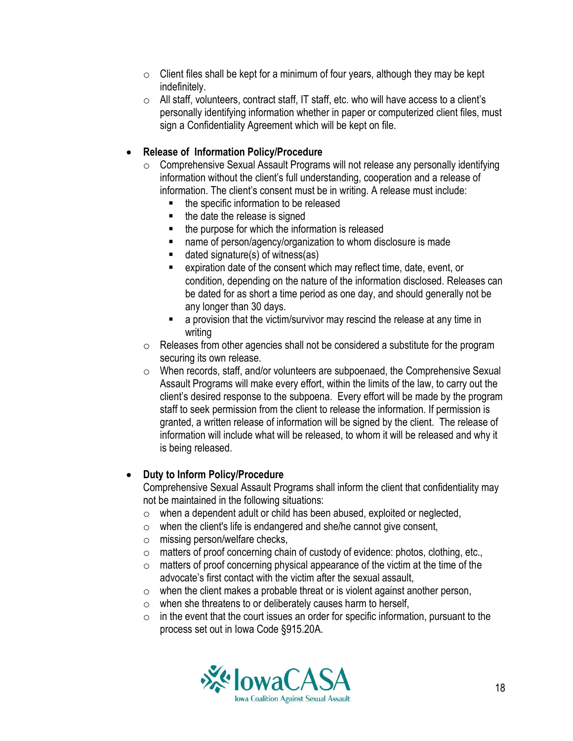- Client files shall be kept for a minimum of four years, although they may be kept indefinitely.
- All staff, volunteers, contract staff, IT staff, etc. who will have access to a client's personally identifying information whether in paper or computerized client files, must sign a Confidentiality Agreement which will be kept on file.

- **Release of Information Policy/Procedure**
  - Comprehensive Sexual Assault Programs will not release any personally identifying information without the client's full understanding, cooperation and a release of information. The client's consent must be in writing. A release must include:
    - the specific information to be released
    - the date the release is signed
    - the purpose for which the information is released
    - name of person/agency/organization to whom disclosure is made
    - dated signature(s) of witness(as)
    - expiration date of the consent which may reflect time, date, event, or condition, depending on the nature of the information disclosed. Releases can be dated for as short a time period as one day, and should generally not be any longer than 30 days.
    - a provision that the victim/survivor may rescind the release at any time in writing
  - Releases from other agencies shall not be considered a substitute for the program securing its own release.
  - When records, staff, and/or volunteers are subpoenaed, the Comprehensive Sexual Assault Programs will make every effort, within the limits of the law, to carry out the client's desired response to the subpoena. Every effort will be made by the program staff to seek permission from the client to release the information. If permission is granted, a written release of information will be signed by the client. The release of information will include what will be released, to whom it will be released and why it is being released.

- **Duty to Inform Policy/Procedure**

  Comprehensive Sexual Assault Programs shall inform the client that confidentiality may not be maintained in the following situations:
  - when a dependent adult or child has been abused, exploited or neglected,
  - when the client's life is endangered and she/he cannot give consent,
  - missing person/welfare checks,
  - matters of proof concerning chain of custody of evidence: photos, clothing, etc.,
  - matters of proof concerning physical appearance of the victim at the time of the advocate's first contact with the victim after the sexual assault,
  - when the client makes a probable threat or is violent against another person,
  - when she threatens to or deliberately causes harm to herself,
  - in the event that the court issues an order for specific information, pursuant to the process set out in Iowa Code §915.20A.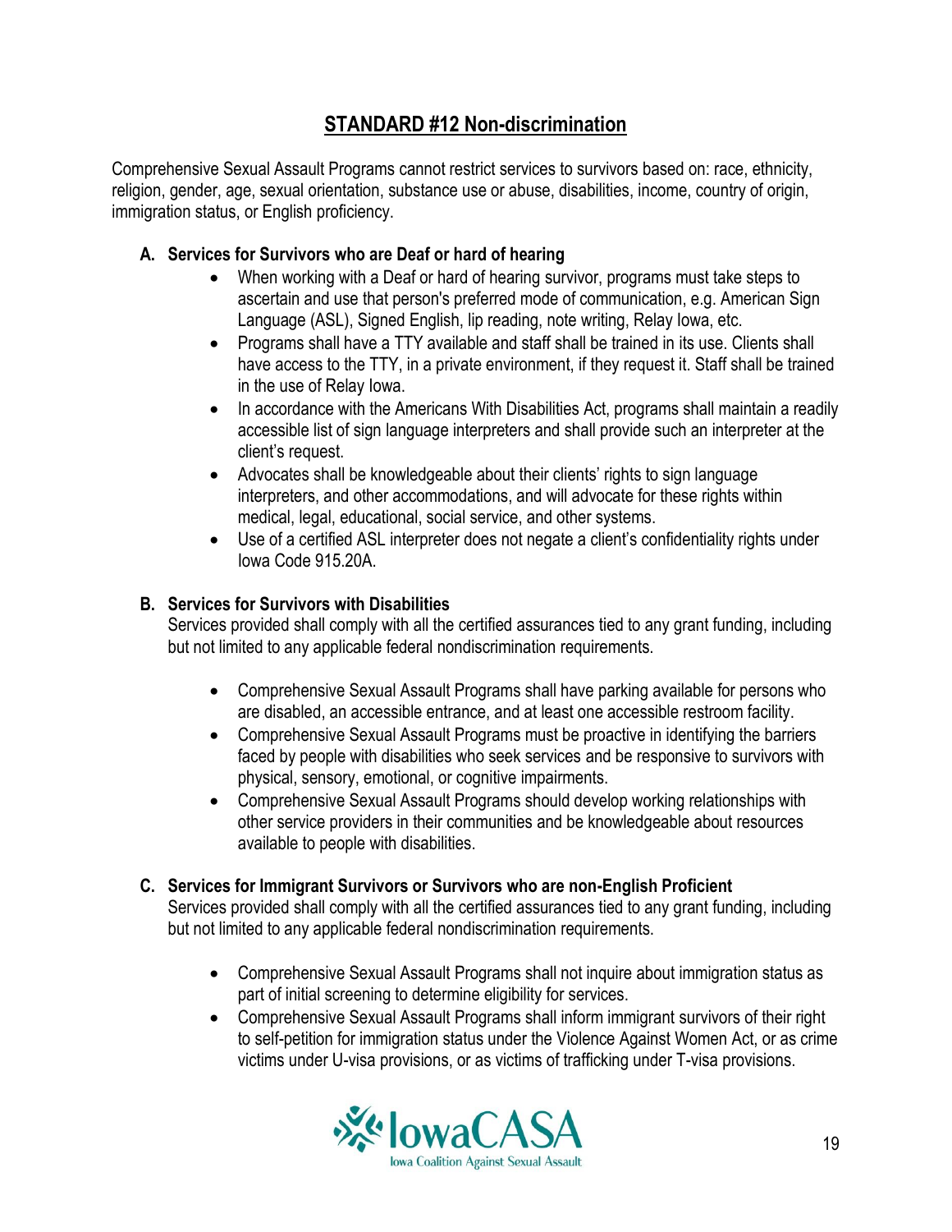## STANDARD #12 Non-discrimination

Comprehensive Sexual Assault Programs cannot restrict services to survivors based on: race, ethnicity, religion, gender, age, sexual orientation, substance use or abuse, disabilities, income, country of origin, immigration status, or English proficiency.

### A. Services for Survivors who are Deaf or hard of hearing

- When working with a Deaf or hard of hearing survivor, programs must take steps to ascertain and use that person's preferred mode of communication, e.g. American Sign Language (ASL), Signed English, lip reading, note writing, Relay Iowa, etc.
- Programs shall have a TTY available and staff shall be trained in its use. Clients shall have access to the TTY, in a private environment, if they request it. Staff shall be trained in the use of Relay Iowa.
- In accordance with the Americans With Disabilities Act, programs shall maintain a readily accessible list of sign language interpreters and shall provide such an interpreter at the client's request.
- Advocates shall be knowledgeable about their clients' rights to sign language interpreters, and other accommodations, and will advocate for these rights within medical, legal, educational, social service, and other systems.
- Use of a certified ASL interpreter does not negate a client's confidentiality rights under Iowa Code 915.20A.

### B. Services for Survivors with Disabilities

Services provided shall comply with all the certified assurances tied to any grant funding, including but not limited to any applicable federal nondiscrimination requirements.

- Comprehensive Sexual Assault Programs shall have parking available for persons who are disabled, an accessible entrance, and at least one accessible restroom facility.
- Comprehensive Sexual Assault Programs must be proactive in identifying the barriers faced by people with disabilities who seek services and be responsive to survivors with physical, sensory, emotional, or cognitive impairments.
- Comprehensive Sexual Assault Programs should develop working relationships with other service providers in their communities and be knowledgeable about resources available to people with disabilities.

### C. Services for Immigrant Survivors or Survivors who are non-English Proficient

Services provided shall comply with all the certified assurances tied to any grant funding, including but not limited to any applicable federal nondiscrimination requirements.

- Comprehensive Sexual Assault Programs shall not inquire about immigration status as part of initial screening to determine eligibility for services.
- Comprehensive Sexual Assault Programs shall inform immigrant survivors of their right to self-petition for immigration status under the Violence Against Women Act, or as crime victims under U-visa provisions, or as victims of trafficking under T-visa provisions.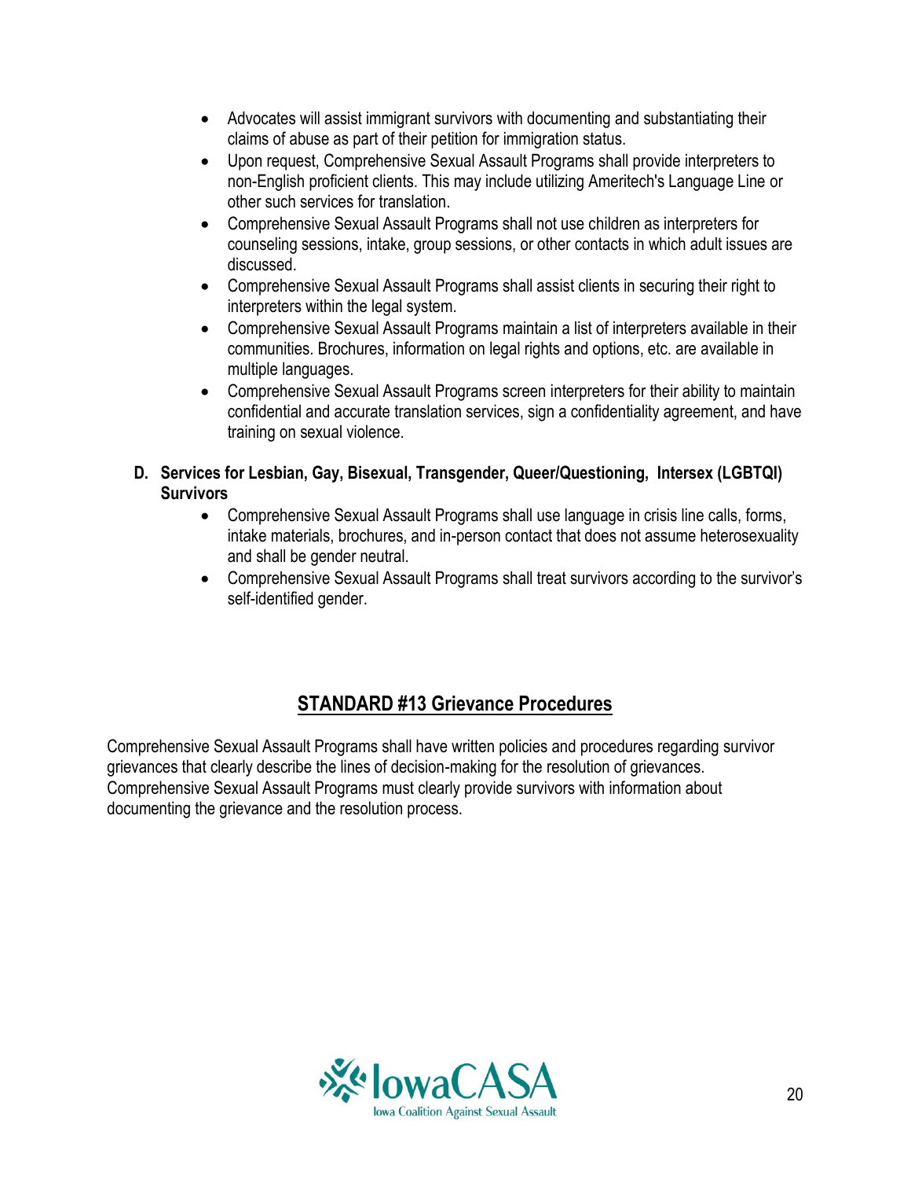- Advocates will assist immigrant survivors with documenting and substantiating their claims of abuse as part of their petition for immigration status.
- Upon request, Comprehensive Sexual Assault Programs shall provide interpreters to non-English proficient clients. This may include utilizing Ameritech's Language Line or other such services for translation.
- Comprehensive Sexual Assault Programs shall not use children as interpreters for counseling sessions, intake, group sessions, or other contacts in which adult issues are discussed.
- Comprehensive Sexual Assault Programs shall assist clients in securing their right to interpreters within the legal system.
- Comprehensive Sexual Assault Programs maintain a list of interpreters available in their communities. Brochures, information on legal rights and options, etc. are available in multiple languages.
- Comprehensive Sexual Assault Programs screen interpreters for their ability to maintain confidential and accurate translation services, sign a confidentiality agreement, and have training on sexual violence.

**D. Services for Lesbian, Gay, Bisexual, Transgender, Queer/Questioning, Intersex (LGBTQI) Survivors**

- Comprehensive Sexual Assault Programs shall use language in crisis line calls, forms, intake materials, brochures, and in-person contact that does not assume heterosexuality and shall be gender neutral.
- Comprehensive Sexual Assault Programs shall treat survivors according to the survivor's self-identified gender.

## STANDARD #13 Grievance Procedures

Comprehensive Sexual Assault Programs shall have written policies and procedures regarding survivor grievances that clearly describe the lines of decision-making for the resolution of grievances. Comprehensive Sexual Assault Programs must clearly provide survivors with information about documenting the grievance and the resolution process.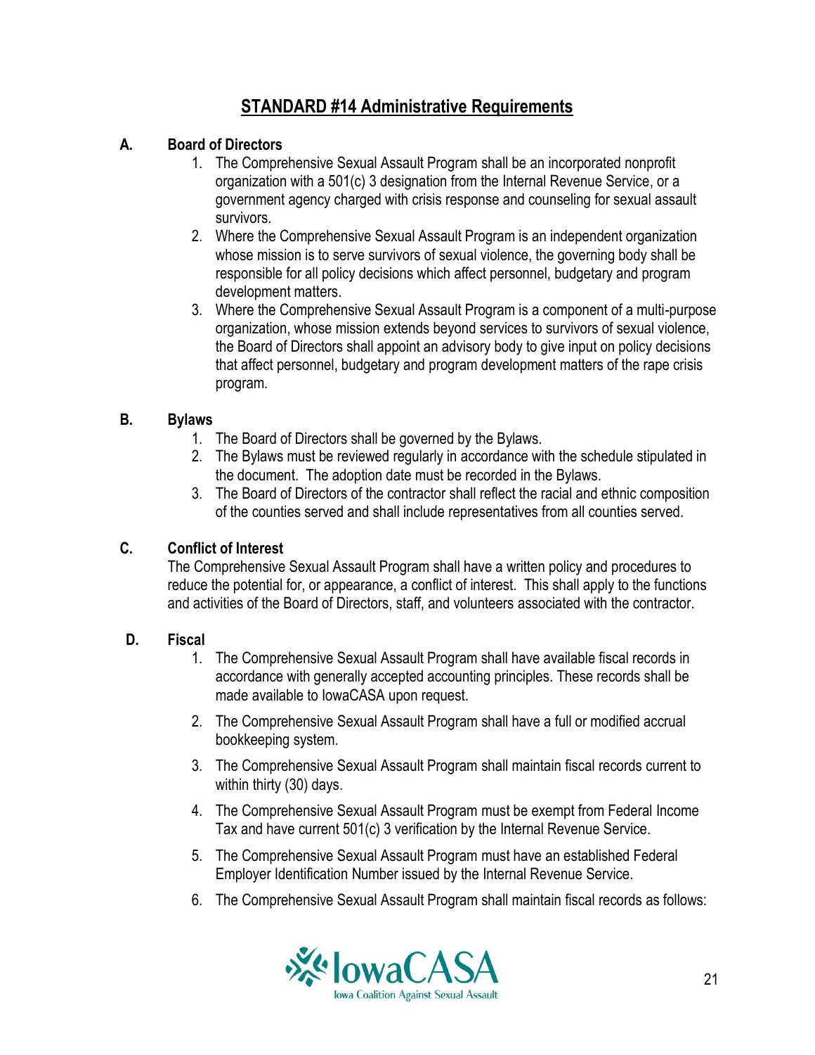# STANDARD #14 Administrative Requirements

**A. Board of Directors**

1. The Comprehensive Sexual Assault Program shall be an incorporated nonprofit organization with a 501(c) 3 designation from the Internal Revenue Service, or a government agency charged with crisis response and counseling for sexual assault survivors.
2. Where the Comprehensive Sexual Assault Program is an independent organization whose mission is to serve survivors of sexual violence, the governing body shall be responsible for all policy decisions which affect personnel, budgetary and program development matters.
3. Where the Comprehensive Sexual Assault Program is a component of a multi-purpose organization, whose mission extends beyond services to survivors of sexual violence, the Board of Directors shall appoint an advisory body to give input on policy decisions that affect personnel, budgetary and program development matters of the rape crisis program.

**B. Bylaws**

1. The Board of Directors shall be governed by the Bylaws.
2. The Bylaws must be reviewed regularly in accordance with the schedule stipulated in the document. The adoption date must be recorded in the Bylaws.
3. The Board of Directors of the contractor shall reflect the racial and ethnic composition of the counties served and shall include representatives from all counties served.

**C. Conflict of Interest**

The Comprehensive Sexual Assault Program shall have a written policy and procedures to reduce the potential for, or appearance, a conflict of interest. This shall apply to the functions and activities of the Board of Directors, staff, and volunteers associated with the contractor.

**D. Fiscal**

1. The Comprehensive Sexual Assault Program shall have available fiscal records in accordance with generally accepted accounting principles. These records shall be made available to IowaCASA upon request.
2. The Comprehensive Sexual Assault Program shall have a full or modified accrual bookkeeping system.
3. The Comprehensive Sexual Assault Program shall maintain fiscal records current to within thirty (30) days.
4. The Comprehensive Sexual Assault Program must be exempt from Federal Income Tax and have current 501(c) 3 verification by the Internal Revenue Service.
5. The Comprehensive Sexual Assault Program must have an established Federal Employer Identification Number issued by the Internal Revenue Service.
6. The Comprehensive Sexual Assault Program shall maintain fiscal records as follows: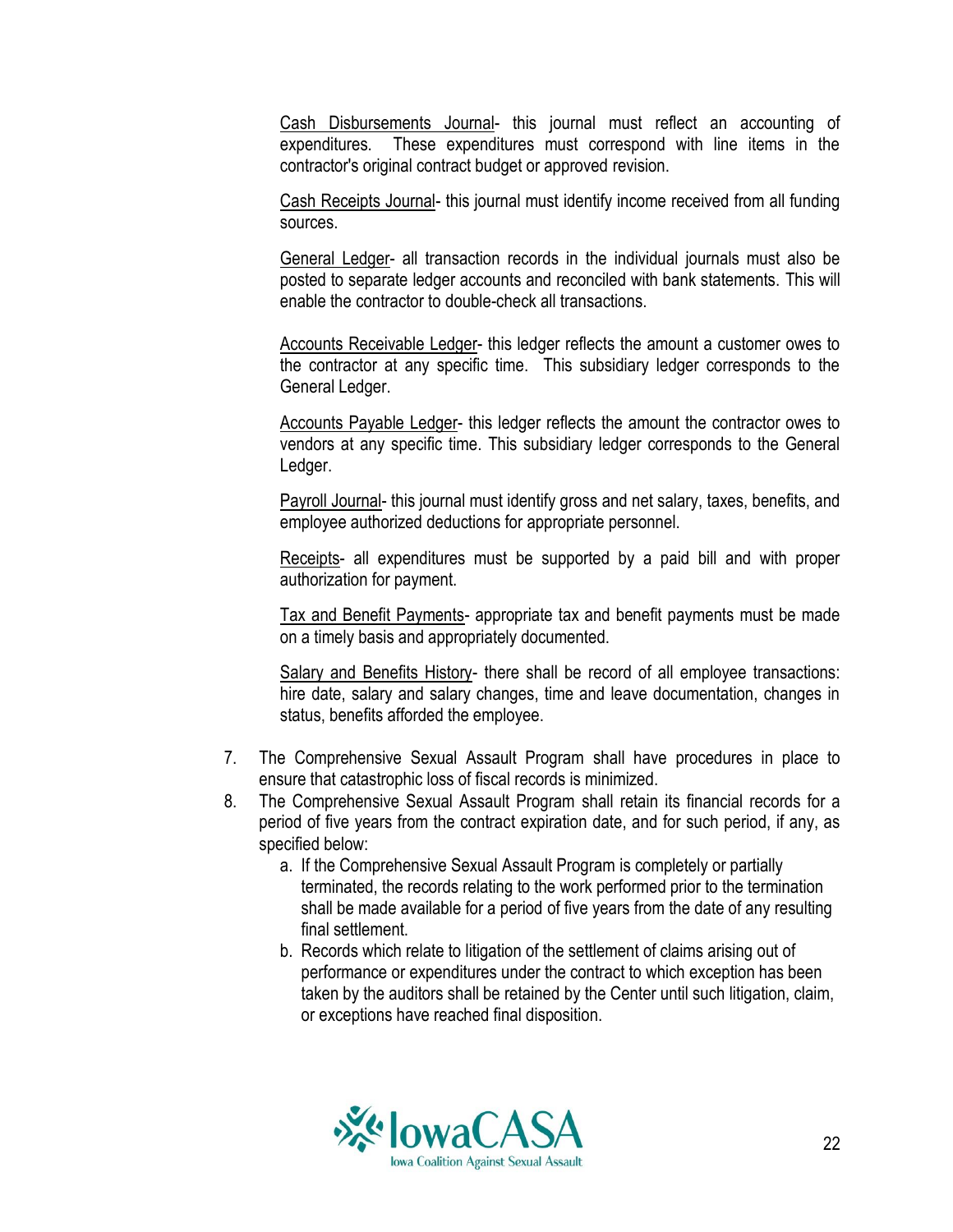Cash Disbursements Journal- this journal must reflect an accounting of expenditures. These expenditures must correspond with line items in the contractor's original contract budget or approved revision.

Cash Receipts Journal- this journal must identify income received from all funding sources.

General Ledger- all transaction records in the individual journals must also be posted to separate ledger accounts and reconciled with bank statements. This will enable the contractor to double-check all transactions.

Accounts Receivable Ledger- this ledger reflects the amount a customer owes to the contractor at any specific time. This subsidiary ledger corresponds to the General Ledger.

Accounts Payable Ledger- this ledger reflects the amount the contractor owes to vendors at any specific time. This subsidiary ledger corresponds to the General Ledger.

Payroll Journal- this journal must identify gross and net salary, taxes, benefits, and employee authorized deductions for appropriate personnel.

Receipts- all expenditures must be supported by a paid bill and with proper authorization for payment.

Tax and Benefit Payments- appropriate tax and benefit payments must be made on a timely basis and appropriately documented.

Salary and Benefits History- there shall be record of all employee transactions: hire date, salary and salary changes, time and leave documentation, changes in status, benefits afforded the employee.

7. The Comprehensive Sexual Assault Program shall have procedures in place to ensure that catastrophic loss of fiscal records is minimized.
8. The Comprehensive Sexual Assault Program shall retain its financial records for a period of five years from the contract expiration date, and for such period, if any, as specified below:
   a. If the Comprehensive Sexual Assault Program is completely or partially terminated, the records relating to the work performed prior to the termination shall be made available for a period of five years from the date of any resulting final settlement.
   b. Records which relate to litigation of the settlement of claims arising out of performance or expenditures under the contract to which exception has been taken by the auditors shall be retained by the Center until such litigation, claim, or exceptions have reached final disposition.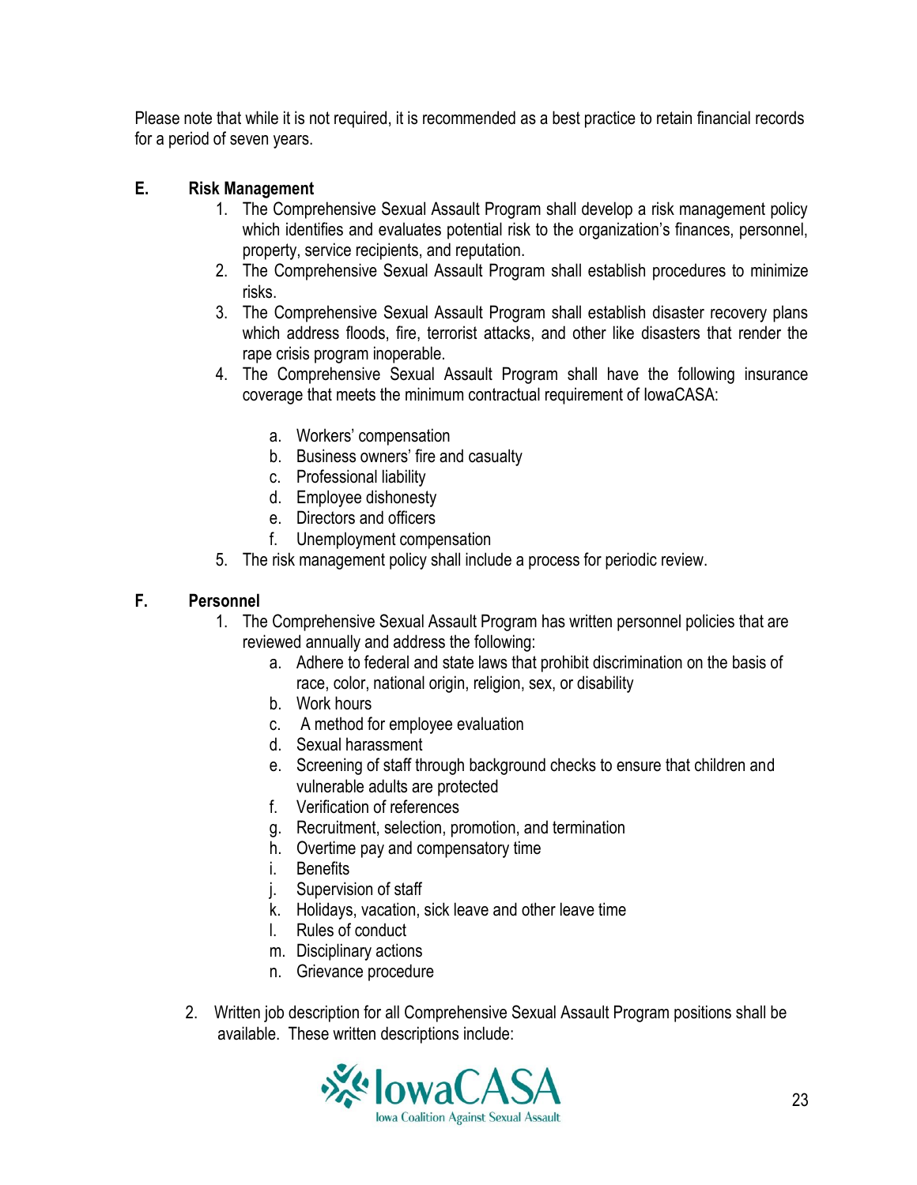Please note that while it is not required, it is recommended as a best practice to retain financial records for a period of seven years.

**E. Risk Management**

1. The Comprehensive Sexual Assault Program shall develop a risk management policy which identifies and evaluates potential risk to the organization's finances, personnel, property, service recipients, and reputation.
2. The Comprehensive Sexual Assault Program shall establish procedures to minimize risks.
3. The Comprehensive Sexual Assault Program shall establish disaster recovery plans which address floods, fire, terrorist attacks, and other like disasters that render the rape crisis program inoperable.
4. The Comprehensive Sexual Assault Program shall have the following insurance coverage that meets the minimum contractual requirement of IowaCASA:
   a. Workers' compensation
   b. Business owners' fire and casualty
   c. Professional liability
   d. Employee dishonesty
   e. Directors and officers
   f. Unemployment compensation
5. The risk management policy shall include a process for periodic review.

**F. Personnel**

1. The Comprehensive Sexual Assault Program has written personnel policies that are reviewed annually and address the following:
   a. Adhere to federal and state laws that prohibit discrimination on the basis of race, color, national origin, religion, sex, or disability
   b. Work hours
   c. A method for employee evaluation
   d. Sexual harassment
   e. Screening of staff through background checks to ensure that children and vulnerable adults are protected
   f. Verification of references
   g. Recruitment, selection, promotion, and termination
   h. Overtime pay and compensatory time
   i. Benefits
   j. Supervision of staff
   k. Holidays, vacation, sick leave and other leave time
   l. Rules of conduct
   m. Disciplinary actions
   n. Grievance procedure
2. Written job description for all Comprehensive Sexual Assault Program positions shall be available. These written descriptions include: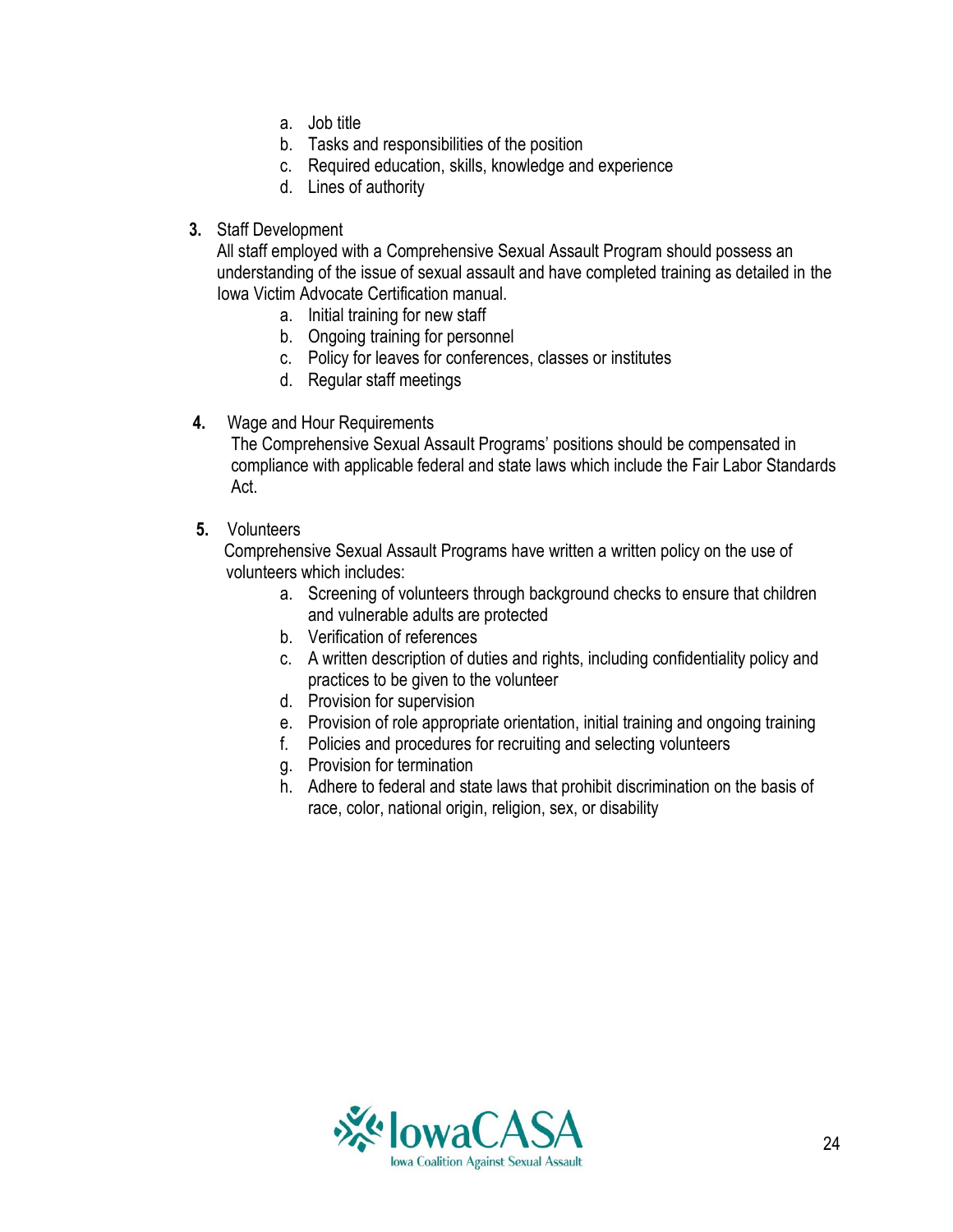a. Job title
b. Tasks and responsibilities of the position
c. Required education, skills, knowledge and experience
d. Lines of authority

**3.** Staff Development

All staff employed with a Comprehensive Sexual Assault Program should possess an understanding of the issue of sexual assault and have completed training as detailed in the Iowa Victim Advocate Certification manual.

a. Initial training for new staff
b. Ongoing training for personnel
c. Policy for leaves for conferences, classes or institutes
d. Regular staff meetings

**4.** Wage and Hour Requirements

The Comprehensive Sexual Assault Programs' positions should be compensated in compliance with applicable federal and state laws which include the Fair Labor Standards Act.

**5.** Volunteers

Comprehensive Sexual Assault Programs have written a written policy on the use of volunteers which includes:

a. Screening of volunteers through background checks to ensure that children and vulnerable adults are protected
b. Verification of references
c. A written description of duties and rights, including confidentiality policy and practices to be given to the volunteer
d. Provision for supervision
e. Provision of role appropriate orientation, initial training and ongoing training
f. Policies and procedures for recruiting and selecting volunteers
g. Provision for termination
h. Adhere to federal and state laws that prohibit discrimination on the basis of race, color, national origin, religion, sex, or disability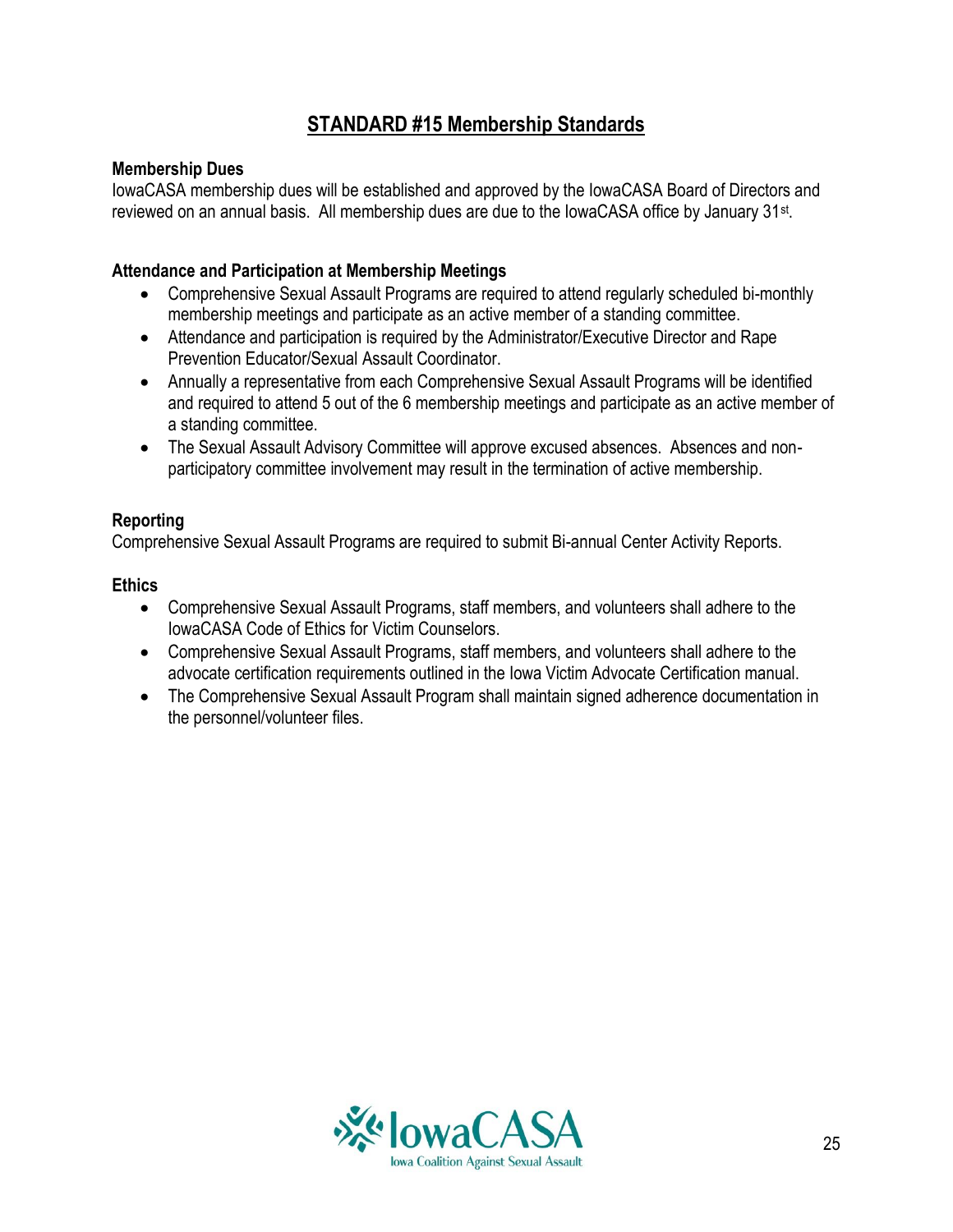# STANDARD #15 Membership Standards

**Membership Dues**

IowaCASA membership dues will be established and approved by the IowaCASA Board of Directors and reviewed on an annual basis. All membership dues are due to the IowaCASA office by January 31st.

**Attendance and Participation at Membership Meetings**

- Comprehensive Sexual Assault Programs are required to attend regularly scheduled bi-monthly membership meetings and participate as an active member of a standing committee.
- Attendance and participation is required by the Administrator/Executive Director and Rape Prevention Educator/Sexual Assault Coordinator.
- Annually a representative from each Comprehensive Sexual Assault Programs will be identified and required to attend 5 out of the 6 membership meetings and participate as an active member of a standing committee.
- The Sexual Assault Advisory Committee will approve excused absences. Absences and non-participatory committee involvement may result in the termination of active membership.

**Reporting**

Comprehensive Sexual Assault Programs are required to submit Bi-annual Center Activity Reports.

**Ethics**

- Comprehensive Sexual Assault Programs, staff members, and volunteers shall adhere to the IowaCASA Code of Ethics for Victim Counselors.
- Comprehensive Sexual Assault Programs, staff members, and volunteers shall adhere to the advocate certification requirements outlined in the Iowa Victim Advocate Certification manual.
- The Comprehensive Sexual Assault Program shall maintain signed adherence documentation in the personnel/volunteer files.